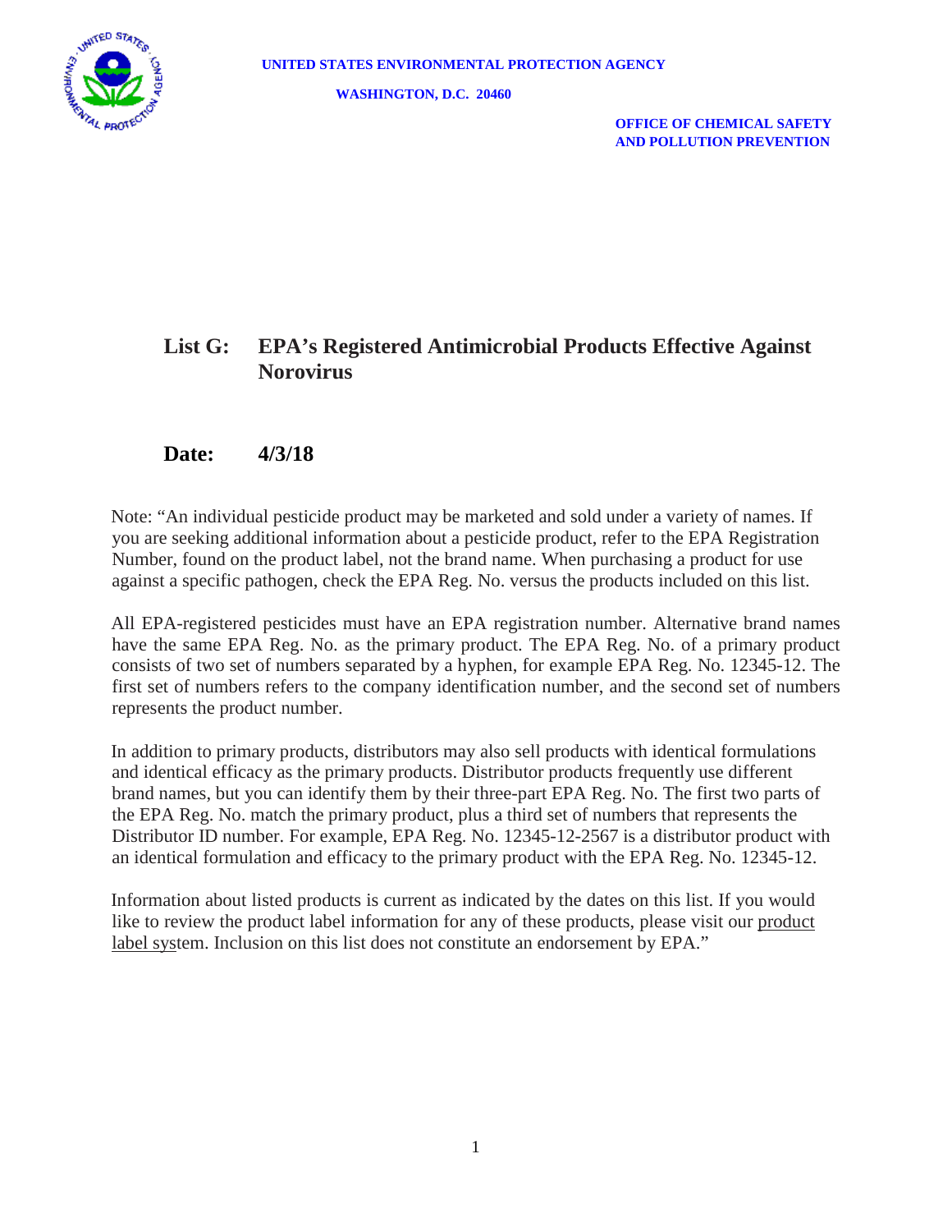UNITED STATES ENVIRONMENTAL PROTECTION AGENCY

WASHINGTON, D.C. 20460

OFFICE OF CHEMICAL SAFETY
AND POLLUTION PREVENTION

# List G: EPA's Registered Antimicrobial Products Effective Against Norovirus

## Date: 4/3/18

Note: "An individual pesticide product may be marketed and sold under a variety of names. If you are seeking additional information about a pesticide product, refer to the EPA Registration Number, found on the product label, not the brand name. When purchasing a product for use against a specific pathogen, check the EPA Reg. No. versus the products included on this list.

All EPA-registered pesticides must have an EPA registration number. Alternative brand names have the same EPA Reg. No. as the primary product. The EPA Reg. No. of a primary product consists of two set of numbers separated by a hyphen, for example EPA Reg. No. 12345-12. The first set of numbers refers to the company identification number, and the second set of numbers represents the product number.

In addition to primary products, distributors may also sell products with identical formulations and identical efficacy as the primary products. Distributor products frequently use different brand names, but you can identify them by their three-part EPA Reg. No. The first two parts of the EPA Reg. No. match the primary product, plus a third set of numbers that represents the Distributor ID number. For example, EPA Reg. No. 12345-12-2567 is a distributor product with an identical formulation and efficacy to the primary product with the EPA Reg. No. 12345-12.

Information about listed products is current as indicated by the dates on this list. If you would like to review the product label information for any of these products, please visit our product label system. Inclusion on this list does not constitute an endorsement by EPA."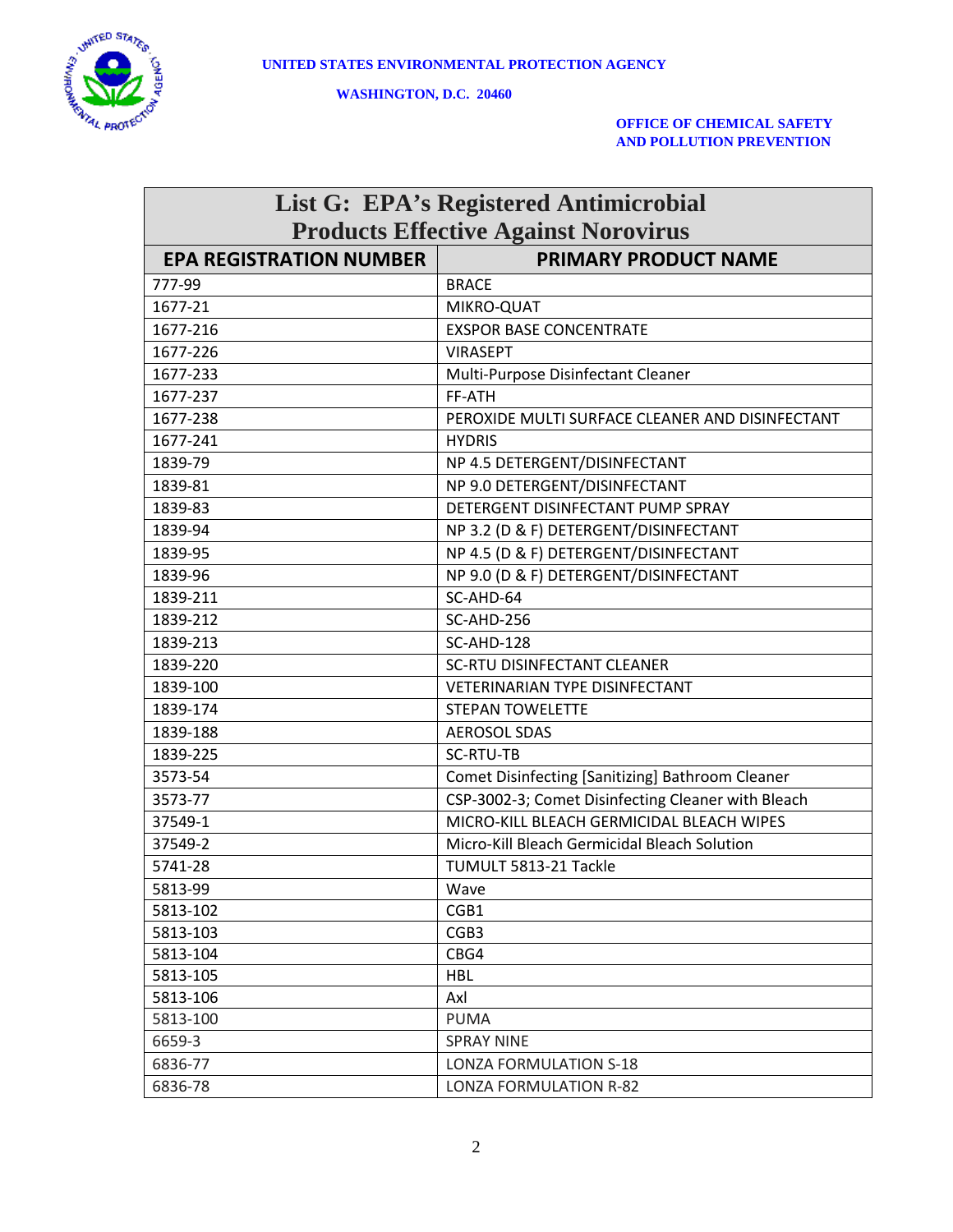UNITED STATES ENVIRONMENTAL PROTECTION AGENCY

WASHINGTON, D.C. 20460

OFFICE OF CHEMICAL SAFETY
AND POLLUTION PREVENTION

| List G: EPA's Registered Antimicrobial Products Effective Against Norovirus | |
|---|---|
| **EPA REGISTRATION NUMBER** | **PRIMARY PRODUCT NAME** |
| 777-99 | BRACE |
| 1677-21 | MIKRO-QUAT |
| 1677-216 | EXSPOR BASE CONCENTRATE |
| 1677-226 | VIRASEPT |
| 1677-233 | Multi-Purpose Disinfectant Cleaner |
| 1677-237 | FF-ATH |
| 1677-238 | PEROXIDE MULTI SURFACE CLEANER AND DISINFECTANT |
| 1677-241 | HYDRIS |
| 1839-79 | NP 4.5 DETERGENT/DISINFECTANT |
| 1839-81 | NP 9.0 DETERGENT/DISINFECTANT |
| 1839-83 | DETERGENT DISINFECTANT PUMP SPRAY |
| 1839-94 | NP 3.2 (D & F) DETERGENT/DISINFECTANT |
| 1839-95 | NP 4.5 (D & F) DETERGENT/DISINFECTANT |
| 1839-96 | NP 9.0 (D & F) DETERGENT/DISINFECTANT |
| 1839-211 | SC-AHD-64 |
| 1839-212 | SC-AHD-256 |
| 1839-213 | SC-AHD-128 |
| 1839-220 | SC-RTU DISINFECTANT CLEANER |
| 1839-100 | VETERINARIAN TYPE DISINFECTANT |
| 1839-174 | STEPAN TOWELETTE |
| 1839-188 | AEROSOL SDAS |
| 1839-225 | SC-RTU-TB |
| 3573-54 | Comet Disinfecting [Sanitizing] Bathroom Cleaner |
| 3573-77 | CSP-3002-3; Comet Disinfecting Cleaner with Bleach |
| 37549-1 | MICRO-KILL BLEACH GERMICIDAL BLEACH WIPES |
| 37549-2 | Micro-Kill Bleach Germicidal Bleach Solution |
| 5741-28 | TUMULT 5813-21 Tackle |
| 5813-99 | Wave |
| 5813-102 | CGB1 |
| 5813-103 | CGB3 |
| 5813-104 | CBG4 |
| 5813-105 | HBL |
| 5813-106 | Axl |
| 5813-100 | PUMA |
| 6659-3 | SPRAY NINE |
| 6836-77 | LONZA FORMULATION S-18 |
| 6836-78 | LONZA FORMULATION R-82 |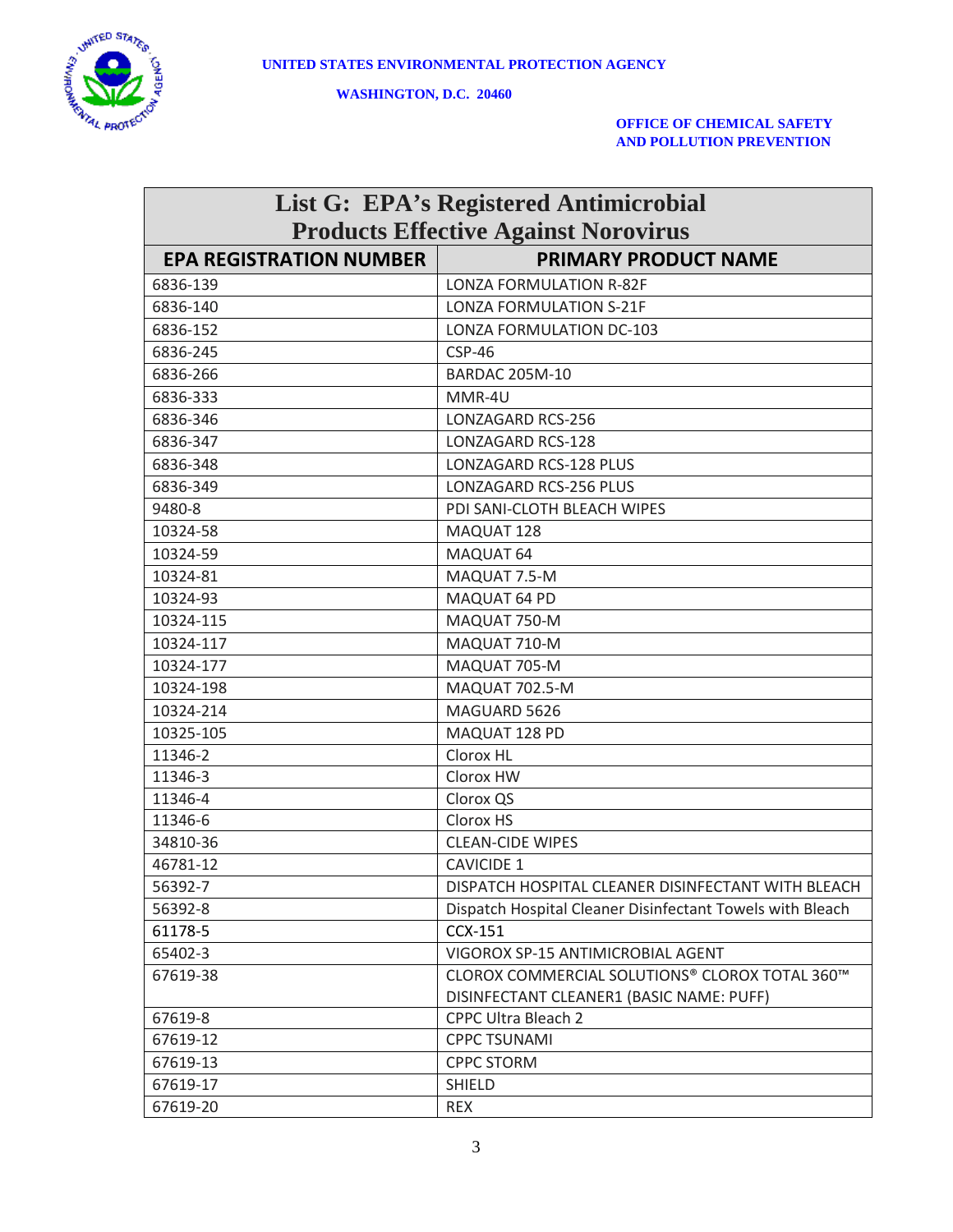UNITED STATES ENVIRONMENTAL PROTECTION AGENCY

WASHINGTON, D.C. 20460

OFFICE OF CHEMICAL SAFETY AND POLLUTION PREVENTION

| List G: EPA's Registered Antimicrobial Products Effective Against Norovirus | |
|---|---|
| **EPA REGISTRATION NUMBER** | **PRIMARY PRODUCT NAME** |
| 6836-139 | LONZA FORMULATION R-82F |
| 6836-140 | LONZA FORMULATION S-21F |
| 6836-152 | LONZA FORMULATION DC-103 |
| 6836-245 | CSP-46 |
| 6836-266 | BARDAC 205M-10 |
| 6836-333 | MMR-4U |
| 6836-346 | LONZAGARD RCS-256 |
| 6836-347 | LONZAGARD RCS-128 |
| 6836-348 | LONZAGARD RCS-128 PLUS |
| 6836-349 | LONZAGARD RCS-256 PLUS |
| 9480-8 | PDI SANI-CLOTH BLEACH WIPES |
| 10324-58 | MAQUAT 128 |
| 10324-59 | MAQUAT 64 |
| 10324-81 | MAQUAT 7.5-M |
| 10324-93 | MAQUAT 64 PD |
| 10324-115 | MAQUAT 750-M |
| 10324-117 | MAQUAT 710-M |
| 10324-177 | MAQUAT 705-M |
| 10324-198 | MAQUAT 702.5-M |
| 10324-214 | MAGUARD 5626 |
| 10325-105 | MAQUAT 128 PD |
| 11346-2 | Clorox HL |
| 11346-3 | Clorox HW |
| 11346-4 | Clorox QS |
| 11346-6 | Clorox HS |
| 34810-36 | CLEAN-CIDE WIPES |
| 46781-12 | CAVICIDE 1 |
| 56392-7 | DISPATCH HOSPITAL CLEANER DISINFECTANT WITH BLEACH |
| 56392-8 | Dispatch Hospital Cleaner Disinfectant Towels with Bleach |
| 61178-5 | CCX-151 |
| 65402-3 | VIGOROX SP-15 ANTIMICROBIAL AGENT |
| 67619-38 | CLOROX COMMERCIAL SOLUTIONS® CLOROX TOTAL 360™ DISINFECTANT CLEANER1 (BASIC NAME: PUFF) |
| 67619-8 | CPPC Ultra Bleach 2 |
| 67619-12 | CPPC TSUNAMI |
| 67619-13 | CPPC STORM |
| 67619-17 | SHIELD |
| 67619-20 | REX |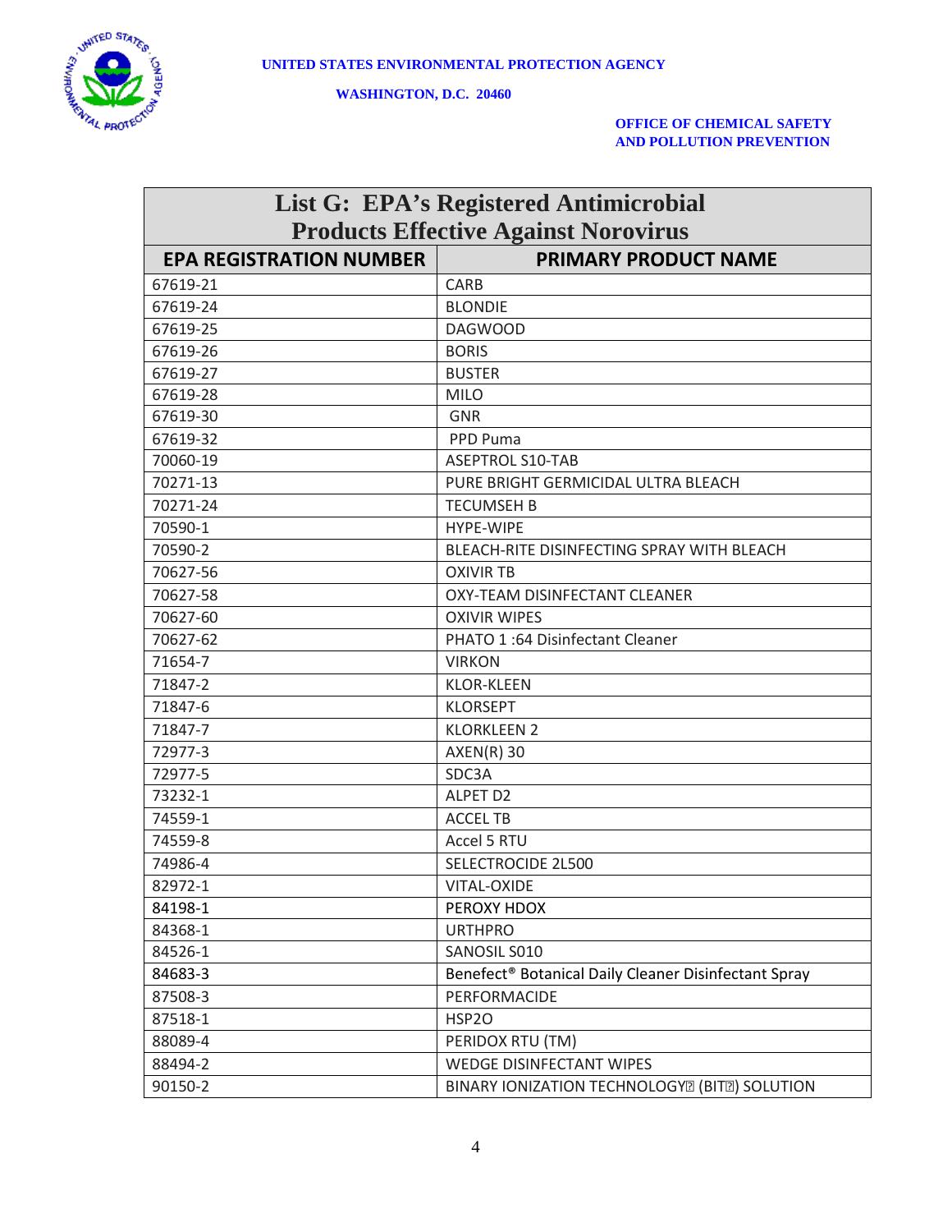UNITED STATES ENVIRONMENTAL PROTECTION AGENCY

WASHINGTON, D.C. 20460

OFFICE OF CHEMICAL SAFETY
AND POLLUTION PREVENTION

| List G: EPA's Registered Antimicrobial Products Effective Against Norovirus | |
|---|---|
| **EPA REGISTRATION NUMBER** | **PRIMARY PRODUCT NAME** |
| 67619-21 | CARB |
| 67619-24 | BLONDIE |
| 67619-25 | DAGWOOD |
| 67619-26 | BORIS |
| 67619-27 | BUSTER |
| 67619-28 | MILO |
| 67619-30 | GNR |
| 67619-32 | PPD Puma |
| 70060-19 | ASEPTROL S10-TAB |
| 70271-13 | PURE BRIGHT GERMICIDAL ULTRA BLEACH |
| 70271-24 | TECUMSEH B |
| 70590-1 | HYPE-WIPE |
| 70590-2 | BLEACH-RITE DISINFECTING SPRAY WITH BLEACH |
| 70627-56 | OXIVIR TB |
| 70627-58 | OXY-TEAM DISINFECTANT CLEANER |
| 70627-60 | OXIVIR WIPES |
| 70627-62 | PHATO 1 :64 Disinfectant Cleaner |
| 71654-7 | VIRKON |
| 71847-2 | KLOR-KLEEN |
| 71847-6 | KLORSEPT |
| 71847-7 | KLORKLEEN 2 |
| 72977-3 | AXEN(R) 30 |
| 72977-5 | SDC3A |
| 73232-1 | ALPET D2 |
| 74559-1 | ACCEL TB |
| 74559-8 | Accel 5 RTU |
| 74986-4 | SELECTROCIDE 2L500 |
| 82972-1 | VITAL-OXIDE |
| 84198-1 | PEROXY HDOX |
| 84368-1 | URTHPRO |
| 84526-1 | SANOSIL S010 |
| 84683-3 | Benefect® Botanical Daily Cleaner Disinfectant Spray |
| 87508-3 | PERFORMACIDE |
| 87518-1 | HSP2O |
| 88089-4 | PERIDOX RTU (TM) |
| 88494-2 | WEDGE DISINFECTANT WIPES |
| 90150-2 | BINARY IONIZATION TECHNOLOGY? (BIT?) SOLUTION |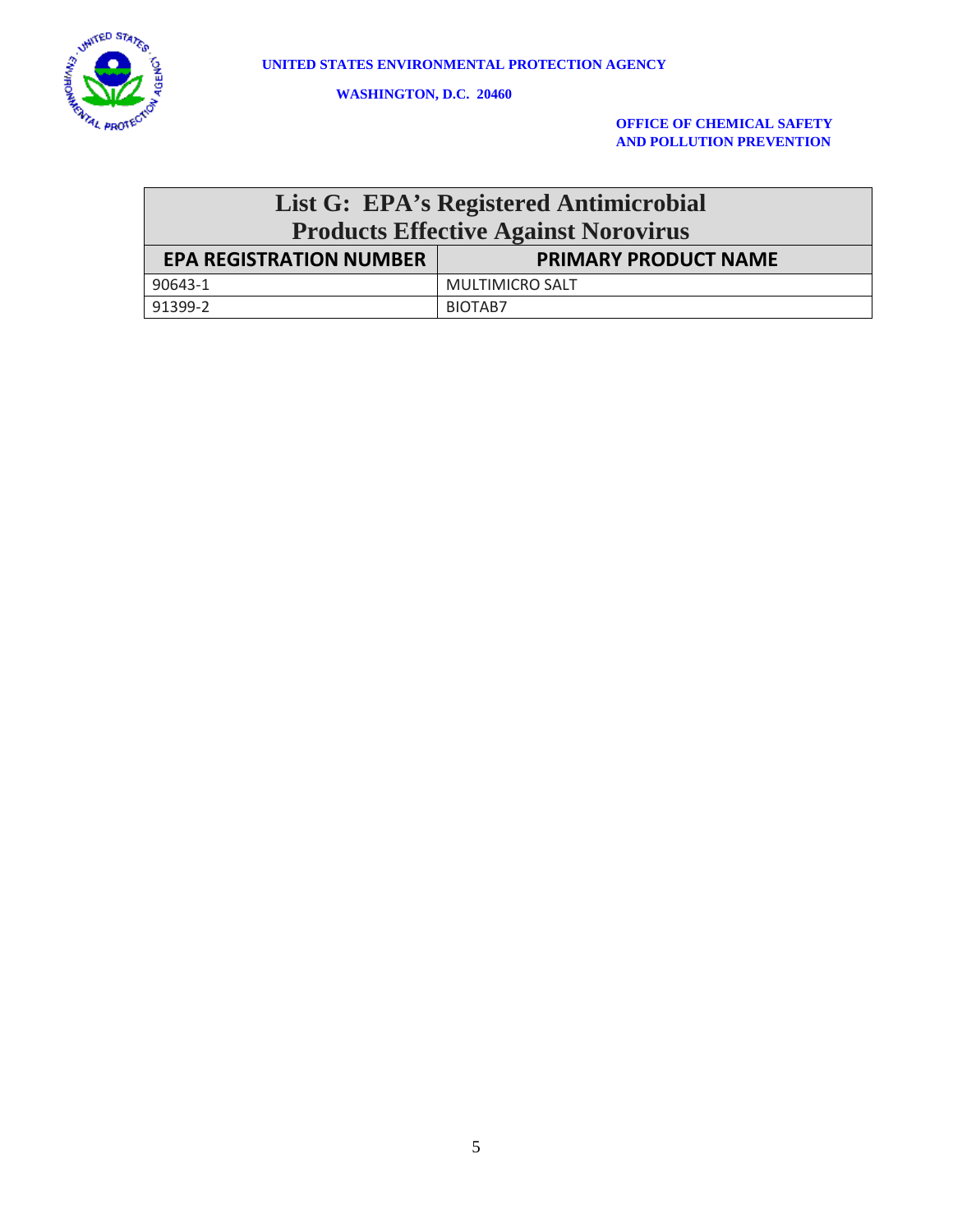UNITED STATES ENVIRONMENTAL PROTECTION AGENCY

WASHINGTON, D.C. 20460

OFFICE OF CHEMICAL SAFETY
AND POLLUTION PREVENTION

## List G: EPA's Registered Antimicrobial Products Effective Against Norovirus

| EPA REGISTRATION NUMBER | PRIMARY PRODUCT NAME |
|---|---|
| 90643-1 | MULTIMICRO SALT |
| 91399-2 | BIOTAB7 |